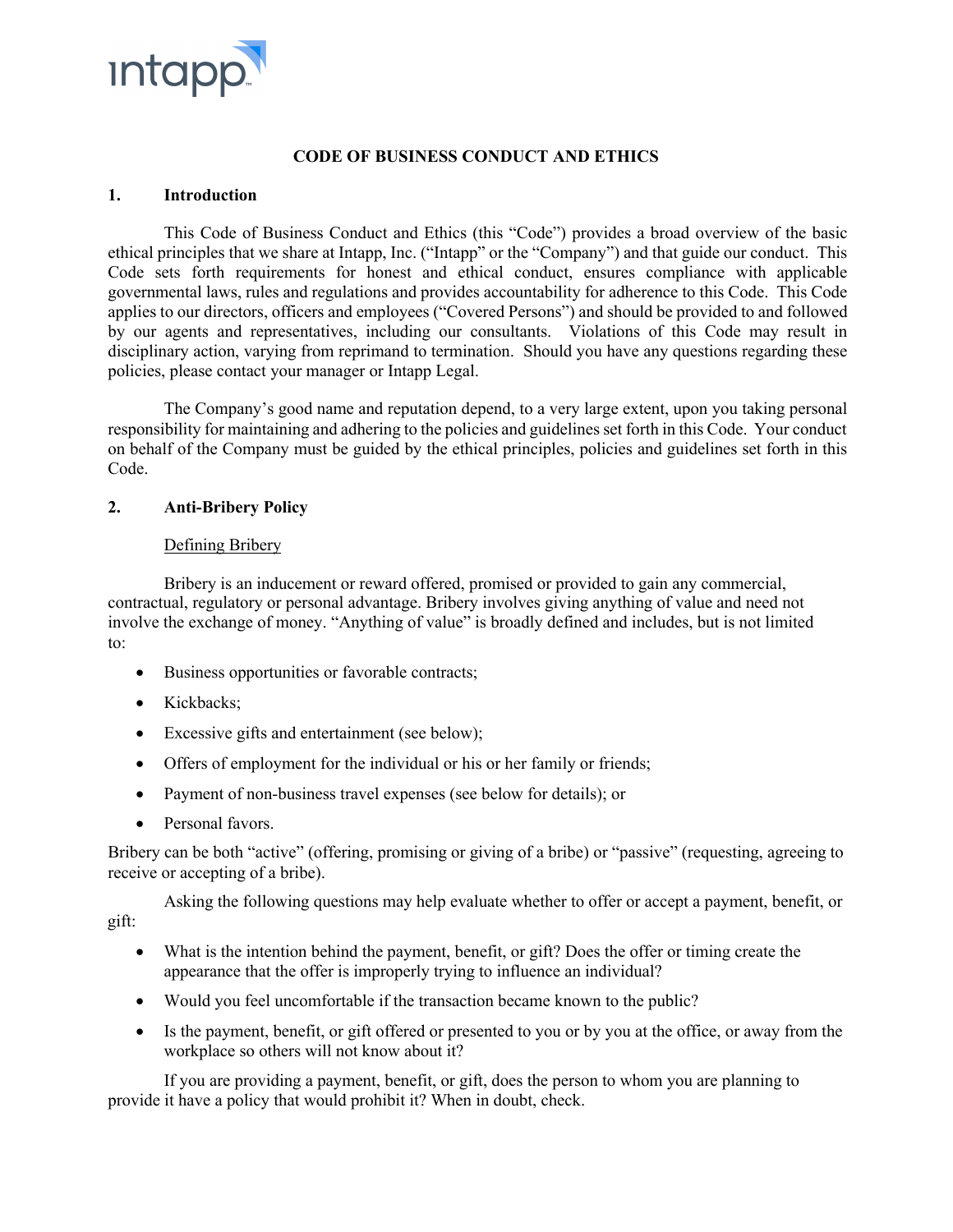# CODE OF BUSINESS CONDUCT AND ETHICS

## 1. Introduction

This Code of Business Conduct and Ethics (this "Code") provides a broad overview of the basic ethical principles that we share at Intapp, Inc. ("Intapp" or the "Company") and that guide our conduct. This Code sets forth requirements for honest and ethical conduct, ensures compliance with applicable governmental laws, rules and regulations and provides accountability for adherence to this Code. This Code applies to our directors, officers and employees ("Covered Persons") and should be provided to and followed by our agents and representatives, including our consultants. Violations of this Code may result in disciplinary action, varying from reprimand to termination. Should you have any questions regarding these policies, please contact your manager or Intapp Legal.

The Company's good name and reputation depend, to a very large extent, upon you taking personal responsibility for maintaining and adhering to the policies and guidelines set forth in this Code. Your conduct on behalf of the Company must be guided by the ethical principles, policies and guidelines set forth in this Code.

## 2. Anti-Bribery Policy

### Defining Bribery

Bribery is an inducement or reward offered, promised or provided to gain any commercial, contractual, regulatory or personal advantage. Bribery involves giving anything of value and need not involve the exchange of money. "Anything of value" is broadly defined and includes, but is not limited to:

- Business opportunities or favorable contracts;
- Kickbacks;
- Excessive gifts and entertainment (see below);
- Offers of employment for the individual or his or her family or friends;
- Payment of non-business travel expenses (see below for details); or
- Personal favors.

Bribery can be both "active" (offering, promising or giving of a bribe) or "passive" (requesting, agreeing to receive or accepting of a bribe).

Asking the following questions may help evaluate whether to offer or accept a payment, benefit, or gift:

- What is the intention behind the payment, benefit, or gift? Does the offer or timing create the appearance that the offer is improperly trying to influence an individual?
- Would you feel uncomfortable if the transaction became known to the public?
- Is the payment, benefit, or gift offered or presented to you or by you at the office, or away from the workplace so others will not know about it?

If you are providing a payment, benefit, or gift, does the person to whom you are planning to provide it have a policy that would prohibit it? When in doubt, check.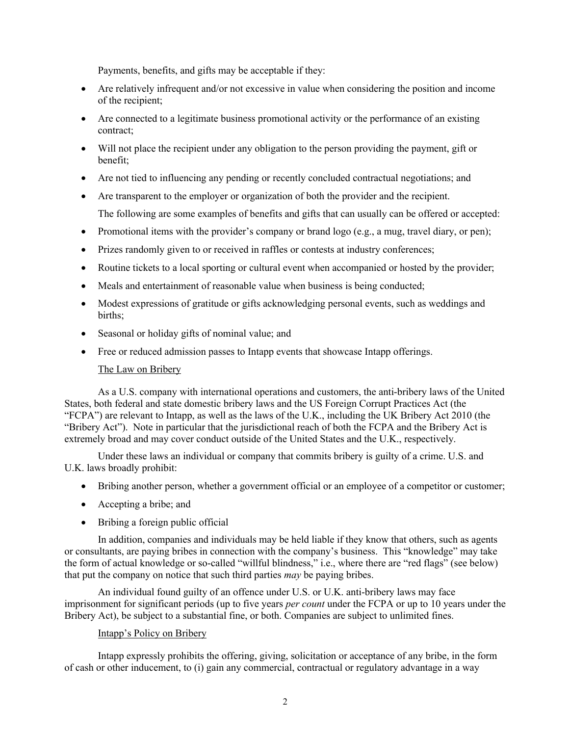Payments, benefits, and gifts may be acceptable if they:

- Are relatively infrequent and/or not excessive in value when considering the position and income of the recipient;
- Are connected to a legitimate business promotional activity or the performance of an existing contract;
- Will not place the recipient under any obligation to the person providing the payment, gift or benefit;
- Are not tied to influencing any pending or recently concluded contractual negotiations; and
- Are transparent to the employer or organization of both the provider and the recipient.

The following are some examples of benefits and gifts that can usually can be offered or accepted:

- Promotional items with the provider's company or brand logo (e.g., a mug, travel diary, or pen);
- Prizes randomly given to or received in raffles or contests at industry conferences;
- Routine tickets to a local sporting or cultural event when accompanied or hosted by the provider;
- Meals and entertainment of reasonable value when business is being conducted;
- Modest expressions of gratitude or gifts acknowledging personal events, such as weddings and births;
- Seasonal or holiday gifts of nominal value; and
- Free or reduced admission passes to Intapp events that showcase Intapp offerings.

<u>The Law on Bribery</u>

As a U.S. company with international operations and customers, the anti-bribery laws of the United States, both federal and state domestic bribery laws and the US Foreign Corrupt Practices Act (the "FCPA") are relevant to Intapp, as well as the laws of the U.K., including the UK Bribery Act 2010 (the "Bribery Act"). Note in particular that the jurisdictional reach of both the FCPA and the Bribery Act is extremely broad and may cover conduct outside of the United States and the U.K., respectively.

Under these laws an individual or company that commits bribery is guilty of a crime. U.S. and U.K. laws broadly prohibit:

- Bribing another person, whether a government official or an employee of a competitor or customer;
- Accepting a bribe; and
- Bribing a foreign public official

In addition, companies and individuals may be held liable if they know that others, such as agents or consultants, are paying bribes in connection with the company's business. This "knowledge" may take the form of actual knowledge or so-called "willful blindness," i.e., where there are "red flags" (see below) that put the company on notice that such third parties *may* be paying bribes.

An individual found guilty of an offence under U.S. or U.K. anti-bribery laws may face imprisonment for significant periods (up to five years *per count* under the FCPA or up to 10 years under the Bribery Act), be subject to a substantial fine, or both. Companies are subject to unlimited fines.

<u>Intapp's Policy on Bribery</u>

Intapp expressly prohibits the offering, giving, solicitation or acceptance of any bribe, in the form of cash or other inducement, to (i) gain any commercial, contractual or regulatory advantage in a way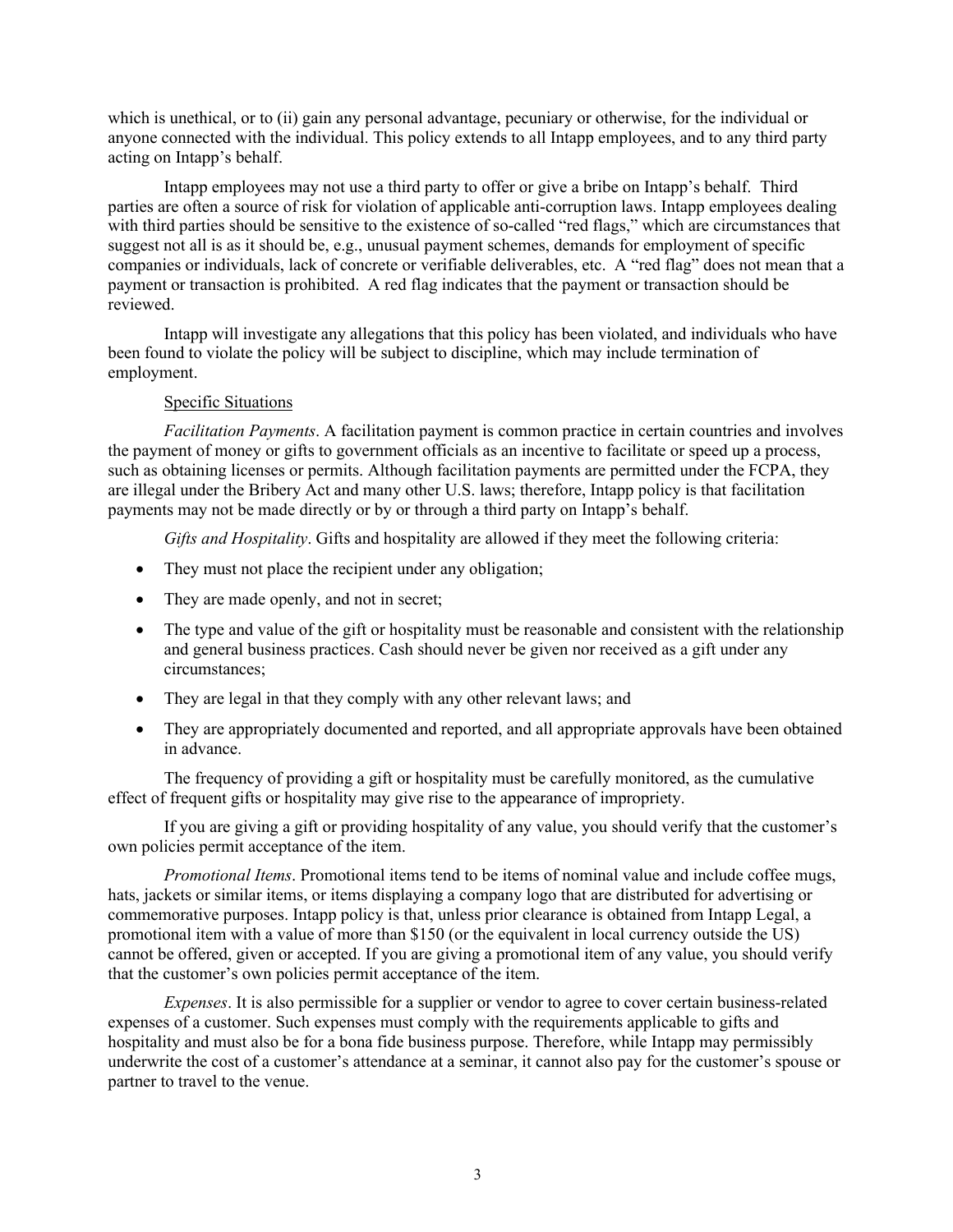which is unethical, or to (ii) gain any personal advantage, pecuniary or otherwise, for the individual or anyone connected with the individual. This policy extends to all Intapp employees, and to any third party acting on Intapp's behalf.

Intapp employees may not use a third party to offer or give a bribe on Intapp's behalf. Third parties are often a source of risk for violation of applicable anti-corruption laws. Intapp employees dealing with third parties should be sensitive to the existence of so-called "red flags," which are circumstances that suggest not all is as it should be, e.g., unusual payment schemes, demands for employment of specific companies or individuals, lack of concrete or verifiable deliverables, etc. A "red flag" does not mean that a payment or transaction is prohibited. A red flag indicates that the payment or transaction should be reviewed.

Intapp will investigate any allegations that this policy has been violated, and individuals who have been found to violate the policy will be subject to discipline, which may include termination of employment.

Specific Situations

*Facilitation Payments*. A facilitation payment is common practice in certain countries and involves the payment of money or gifts to government officials as an incentive to facilitate or speed up a process, such as obtaining licenses or permits. Although facilitation payments are permitted under the FCPA, they are illegal under the Bribery Act and many other U.S. laws; therefore, Intapp policy is that facilitation payments may not be made directly or by or through a third party on Intapp's behalf.

*Gifts and Hospitality*. Gifts and hospitality are allowed if they meet the following criteria:

- They must not place the recipient under any obligation;
- They are made openly, and not in secret;
- The type and value of the gift or hospitality must be reasonable and consistent with the relationship and general business practices. Cash should never be given nor received as a gift under any circumstances;
- They are legal in that they comply with any other relevant laws; and
- They are appropriately documented and reported, and all appropriate approvals have been obtained in advance.

The frequency of providing a gift or hospitality must be carefully monitored, as the cumulative effect of frequent gifts or hospitality may give rise to the appearance of impropriety.

If you are giving a gift or providing hospitality of any value, you should verify that the customer's own policies permit acceptance of the item.

*Promotional Items*. Promotional items tend to be items of nominal value and include coffee mugs, hats, jackets or similar items, or items displaying a company logo that are distributed for advertising or commemorative purposes. Intapp policy is that, unless prior clearance is obtained from Intapp Legal, a promotional item with a value of more than $150 (or the equivalent in local currency outside the US) cannot be offered, given or accepted. If you are giving a promotional item of any value, you should verify that the customer's own policies permit acceptance of the item.

*Expenses*. It is also permissible for a supplier or vendor to agree to cover certain business-related expenses of a customer. Such expenses must comply with the requirements applicable to gifts and hospitality and must also be for a bona fide business purpose. Therefore, while Intapp may permissibly underwrite the cost of a customer's attendance at a seminar, it cannot also pay for the customer's spouse or partner to travel to the venue.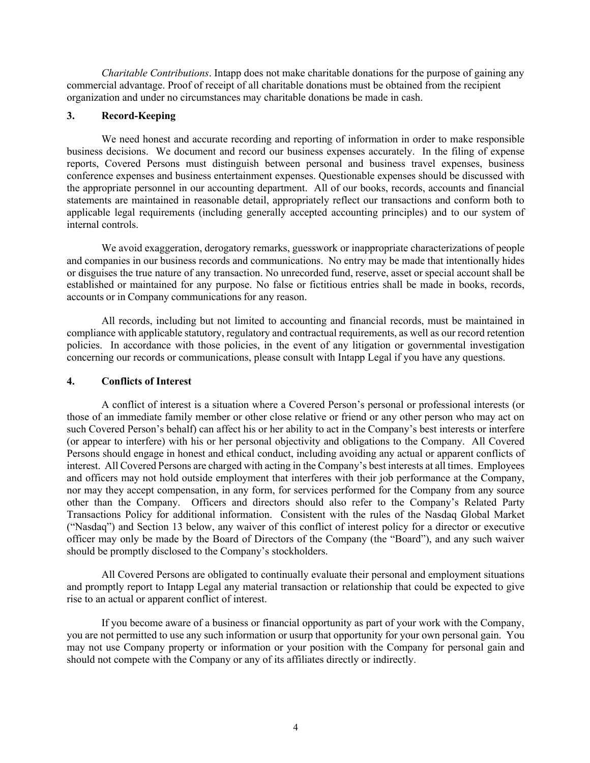*Charitable Contributions*. Intapp does not make charitable donations for the purpose of gaining any commercial advantage. Proof of receipt of all charitable donations must be obtained from the recipient organization and under no circumstances may charitable donations be made in cash.

## 3. Record-Keeping

We need honest and accurate recording and reporting of information in order to make responsible business decisions. We document and record our business expenses accurately. In the filing of expense reports, Covered Persons must distinguish between personal and business travel expenses, business conference expenses and business entertainment expenses. Questionable expenses should be discussed with the appropriate personnel in our accounting department. All of our books, records, accounts and financial statements are maintained in reasonable detail, appropriately reflect our transactions and conform both to applicable legal requirements (including generally accepted accounting principles) and to our system of internal controls.

We avoid exaggeration, derogatory remarks, guesswork or inappropriate characterizations of people and companies in our business records and communications. No entry may be made that intentionally hides or disguises the true nature of any transaction. No unrecorded fund, reserve, asset or special account shall be established or maintained for any purpose. No false or fictitious entries shall be made in books, records, accounts or in Company communications for any reason.

All records, including but not limited to accounting and financial records, must be maintained in compliance with applicable statutory, regulatory and contractual requirements, as well as our record retention policies. In accordance with those policies, in the event of any litigation or governmental investigation concerning our records or communications, please consult with Intapp Legal if you have any questions.

## 4. Conflicts of Interest

A conflict of interest is a situation where a Covered Person's personal or professional interests (or those of an immediate family member or other close relative or friend or any other person who may act on such Covered Person's behalf) can affect his or her ability to act in the Company's best interests or interfere (or appear to interfere) with his or her personal objectivity and obligations to the Company. All Covered Persons should engage in honest and ethical conduct, including avoiding any actual or apparent conflicts of interest. All Covered Persons are charged with acting in the Company's best interests at all times. Employees and officers may not hold outside employment that interferes with their job performance at the Company, nor may they accept compensation, in any form, for services performed for the Company from any source other than the Company. Officers and directors should also refer to the Company's Related Party Transactions Policy for additional information. Consistent with the rules of the Nasdaq Global Market ("Nasdaq") and Section 13 below, any waiver of this conflict of interest policy for a director or executive officer may only be made by the Board of Directors of the Company (the "Board"), and any such waiver should be promptly disclosed to the Company's stockholders.

All Covered Persons are obligated to continually evaluate their personal and employment situations and promptly report to Intapp Legal any material transaction or relationship that could be expected to give rise to an actual or apparent conflict of interest.

If you become aware of a business or financial opportunity as part of your work with the Company, you are not permitted to use any such information or usurp that opportunity for your own personal gain. You may not use Company property or information or your position with the Company for personal gain and should not compete with the Company or any of its affiliates directly or indirectly.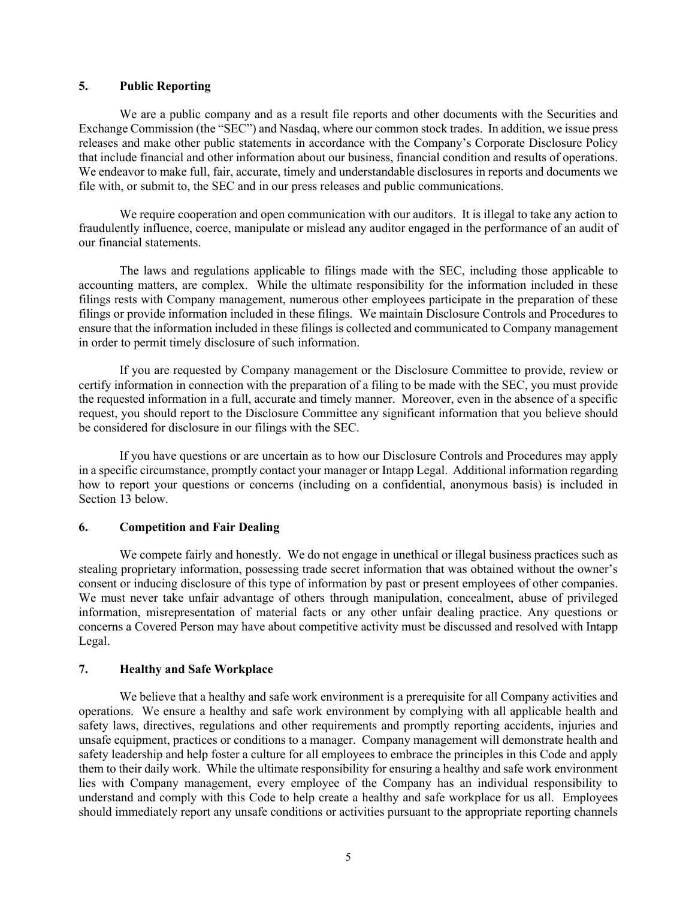## 5. Public Reporting

We are a public company and as a result file reports and other documents with the Securities and Exchange Commission (the "SEC") and Nasdaq, where our common stock trades. In addition, we issue press releases and make other public statements in accordance with the Company's Corporate Disclosure Policy that include financial and other information about our business, financial condition and results of operations. We endeavor to make full, fair, accurate, timely and understandable disclosures in reports and documents we file with, or submit to, the SEC and in our press releases and public communications.

We require cooperation and open communication with our auditors. It is illegal to take any action to fraudulently influence, coerce, manipulate or mislead any auditor engaged in the performance of an audit of our financial statements.

The laws and regulations applicable to filings made with the SEC, including those applicable to accounting matters, are complex. While the ultimate responsibility for the information included in these filings rests with Company management, numerous other employees participate in the preparation of these filings or provide information included in these filings. We maintain Disclosure Controls and Procedures to ensure that the information included in these filings is collected and communicated to Company management in order to permit timely disclosure of such information.

If you are requested by Company management or the Disclosure Committee to provide, review or certify information in connection with the preparation of a filing to be made with the SEC, you must provide the requested information in a full, accurate and timely manner. Moreover, even in the absence of a specific request, you should report to the Disclosure Committee any significant information that you believe should be considered for disclosure in our filings with the SEC.

If you have questions or are uncertain as to how our Disclosure Controls and Procedures may apply in a specific circumstance, promptly contact your manager or Intapp Legal. Additional information regarding how to report your questions or concerns (including on a confidential, anonymous basis) is included in Section 13 below.

## 6. Competition and Fair Dealing

We compete fairly and honestly. We do not engage in unethical or illegal business practices such as stealing proprietary information, possessing trade secret information that was obtained without the owner's consent or inducing disclosure of this type of information by past or present employees of other companies. We must never take unfair advantage of others through manipulation, concealment, abuse of privileged information, misrepresentation of material facts or any other unfair dealing practice. Any questions or concerns a Covered Person may have about competitive activity must be discussed and resolved with Intapp Legal.

## 7. Healthy and Safe Workplace

We believe that a healthy and safe work environment is a prerequisite for all Company activities and operations. We ensure a healthy and safe work environment by complying with all applicable health and safety laws, directives, regulations and other requirements and promptly reporting accidents, injuries and unsafe equipment, practices or conditions to a manager. Company management will demonstrate health and safety leadership and help foster a culture for all employees to embrace the principles in this Code and apply them to their daily work. While the ultimate responsibility for ensuring a healthy and safe work environment lies with Company management, every employee of the Company has an individual responsibility to understand and comply with this Code to help create a healthy and safe workplace for us all. Employees should immediately report any unsafe conditions or activities pursuant to the appropriate reporting channels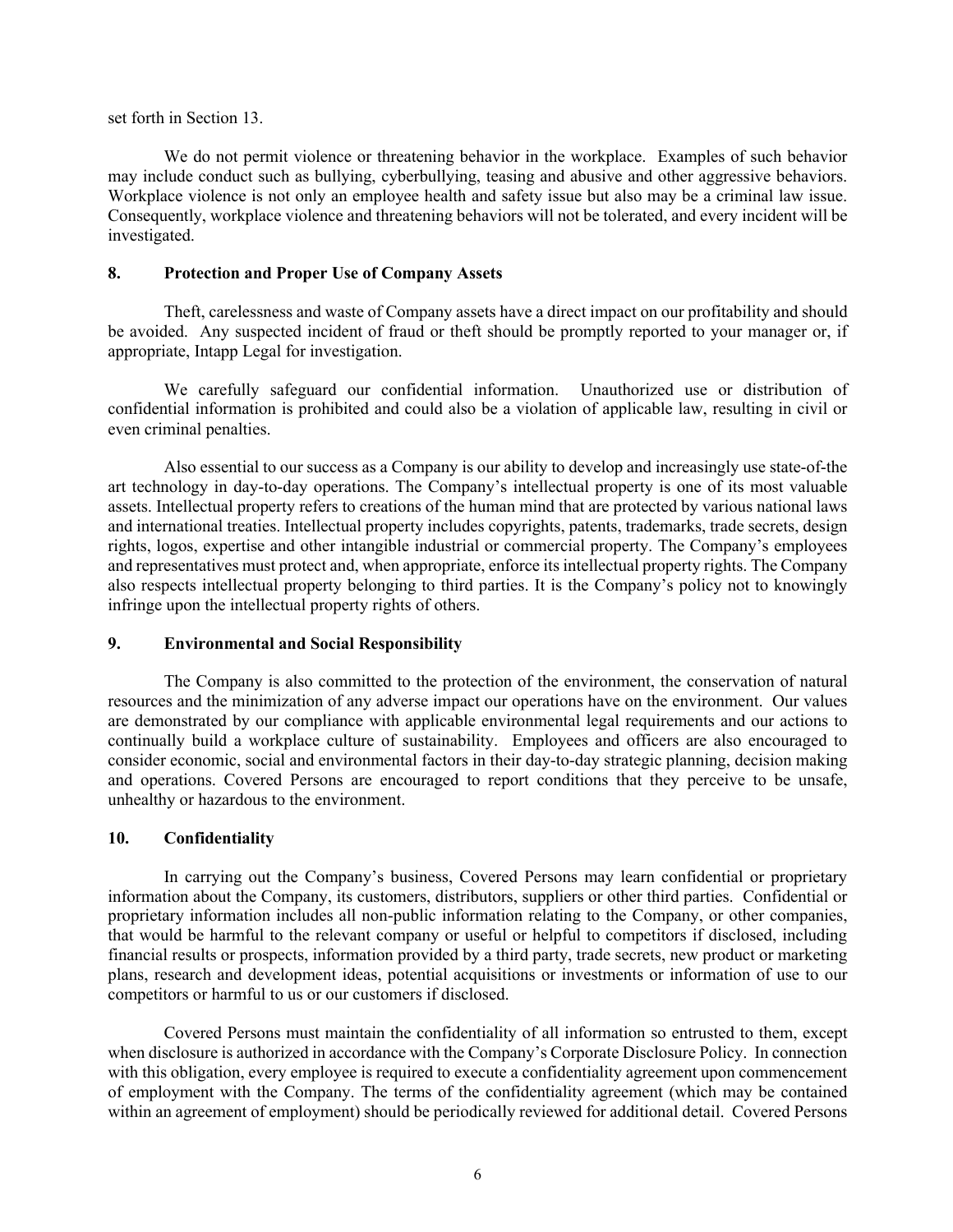set forth in Section 13.

We do not permit violence or threatening behavior in the workplace. Examples of such behavior may include conduct such as bullying, cyberbullying, teasing and abusive and other aggressive behaviors. Workplace violence is not only an employee health and safety issue but also may be a criminal law issue. Consequently, workplace violence and threatening behaviors will not be tolerated, and every incident will be investigated.

## 8. Protection and Proper Use of Company Assets

Theft, carelessness and waste of Company assets have a direct impact on our profitability and should be avoided. Any suspected incident of fraud or theft should be promptly reported to your manager or, if appropriate, Intapp Legal for investigation.

We carefully safeguard our confidential information. Unauthorized use or distribution of confidential information is prohibited and could also be a violation of applicable law, resulting in civil or even criminal penalties.

Also essential to our success as a Company is our ability to develop and increasingly use state-of-the art technology in day-to-day operations. The Company's intellectual property is one of its most valuable assets. Intellectual property refers to creations of the human mind that are protected by various national laws and international treaties. Intellectual property includes copyrights, patents, trademarks, trade secrets, design rights, logos, expertise and other intangible industrial or commercial property. The Company's employees and representatives must protect and, when appropriate, enforce its intellectual property rights. The Company also respects intellectual property belonging to third parties. It is the Company's policy not to knowingly infringe upon the intellectual property rights of others.

## 9. Environmental and Social Responsibility

The Company is also committed to the protection of the environment, the conservation of natural resources and the minimization of any adverse impact our operations have on the environment. Our values are demonstrated by our compliance with applicable environmental legal requirements and our actions to continually build a workplace culture of sustainability. Employees and officers are also encouraged to consider economic, social and environmental factors in their day-to-day strategic planning, decision making and operations. Covered Persons are encouraged to report conditions that they perceive to be unsafe, unhealthy or hazardous to the environment.

## 10. Confidentiality

In carrying out the Company's business, Covered Persons may learn confidential or proprietary information about the Company, its customers, distributors, suppliers or other third parties. Confidential or proprietary information includes all non-public information relating to the Company, or other companies, that would be harmful to the relevant company or useful or helpful to competitors if disclosed, including financial results or prospects, information provided by a third party, trade secrets, new product or marketing plans, research and development ideas, potential acquisitions or investments or information of use to our competitors or harmful to us or our customers if disclosed.

Covered Persons must maintain the confidentiality of all information so entrusted to them, except when disclosure is authorized in accordance with the Company's Corporate Disclosure Policy. In connection with this obligation, every employee is required to execute a confidentiality agreement upon commencement of employment with the Company. The terms of the confidentiality agreement (which may be contained within an agreement of employment) should be periodically reviewed for additional detail. Covered Persons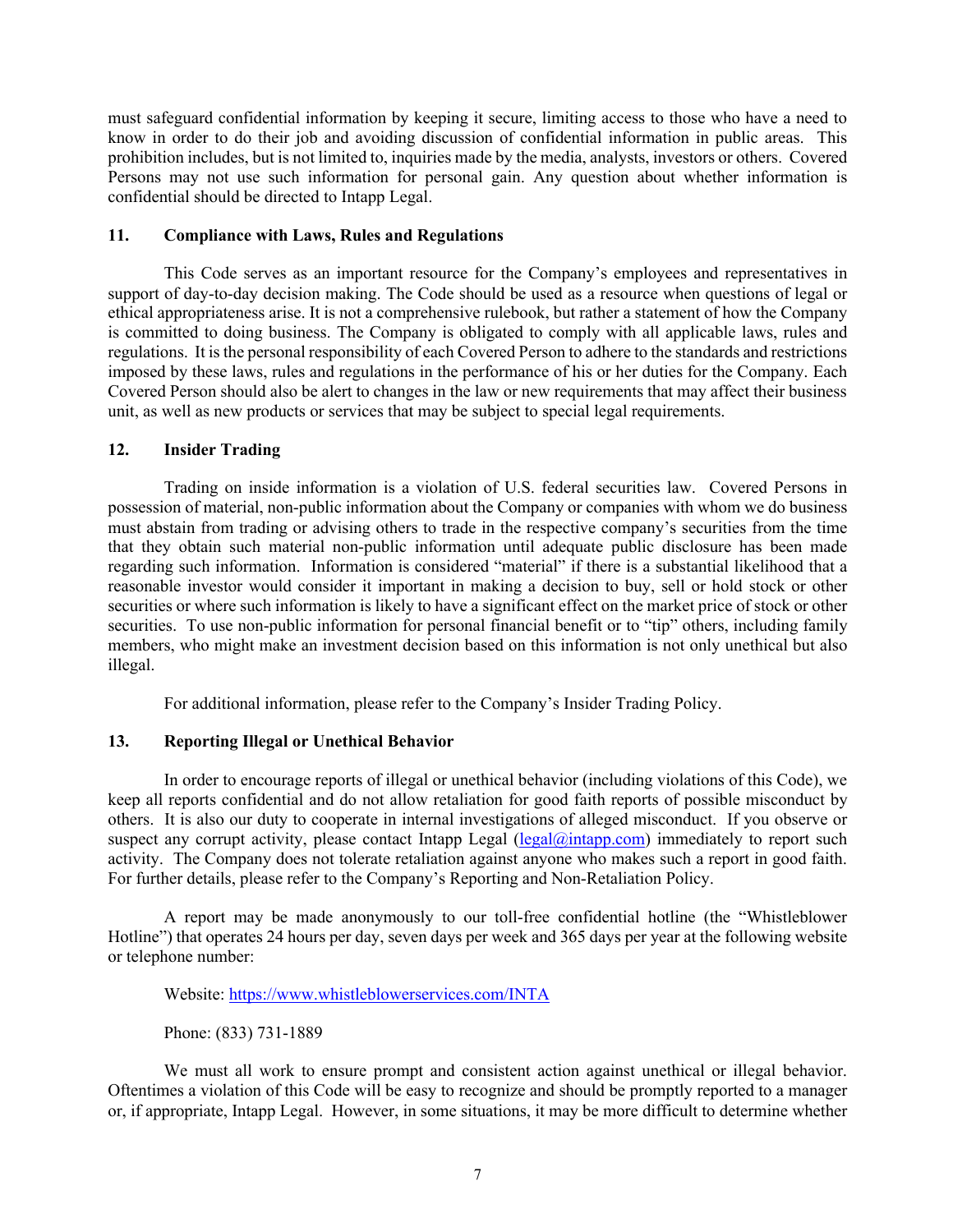must safeguard confidential information by keeping it secure, limiting access to those who have a need to know in order to do their job and avoiding discussion of confidential information in public areas. This prohibition includes, but is not limited to, inquiries made by the media, analysts, investors or others. Covered Persons may not use such information for personal gain. Any question about whether information is confidential should be directed to Intapp Legal.

### 11. Compliance with Laws, Rules and Regulations

This Code serves as an important resource for the Company's employees and representatives in support of day-to-day decision making. The Code should be used as a resource when questions of legal or ethical appropriateness arise. It is not a comprehensive rulebook, but rather a statement of how the Company is committed to doing business. The Company is obligated to comply with all applicable laws, rules and regulations. It is the personal responsibility of each Covered Person to adhere to the standards and restrictions imposed by these laws, rules and regulations in the performance of his or her duties for the Company. Each Covered Person should also be alert to changes in the law or new requirements that may affect their business unit, as well as new products or services that may be subject to special legal requirements.

### 12. Insider Trading

Trading on inside information is a violation of U.S. federal securities law. Covered Persons in possession of material, non-public information about the Company or companies with whom we do business must abstain from trading or advising others to trade in the respective company's securities from the time that they obtain such material non-public information until adequate public disclosure has been made regarding such information. Information is considered "material" if there is a substantial likelihood that a reasonable investor would consider it important in making a decision to buy, sell or hold stock or other securities or where such information is likely to have a significant effect on the market price of stock or other securities. To use non-public information for personal financial benefit or to "tip" others, including family members, who might make an investment decision based on this information is not only unethical but also illegal.

For additional information, please refer to the Company's Insider Trading Policy.

### 13. Reporting Illegal or Unethical Behavior

In order to encourage reports of illegal or unethical behavior (including violations of this Code), we keep all reports confidential and do not allow retaliation for good faith reports of possible misconduct by others. It is also our duty to cooperate in internal investigations of alleged misconduct. If you observe or suspect any corrupt activity, please contact Intapp Legal (legal@intapp.com) immediately to report such activity. The Company does not tolerate retaliation against anyone who makes such a report in good faith. For further details, please refer to the Company's Reporting and Non-Retaliation Policy.

A report may be made anonymously to our toll-free confidential hotline (the "Whistleblower Hotline") that operates 24 hours per day, seven days per week and 365 days per year at the following website or telephone number:

Website: https://www.whistleblowerservices.com/INTA

Phone: (833) 731-1889

We must all work to ensure prompt and consistent action against unethical or illegal behavior. Oftentimes a violation of this Code will be easy to recognize and should be promptly reported to a manager or, if appropriate, Intapp Legal. However, in some situations, it may be more difficult to determine whether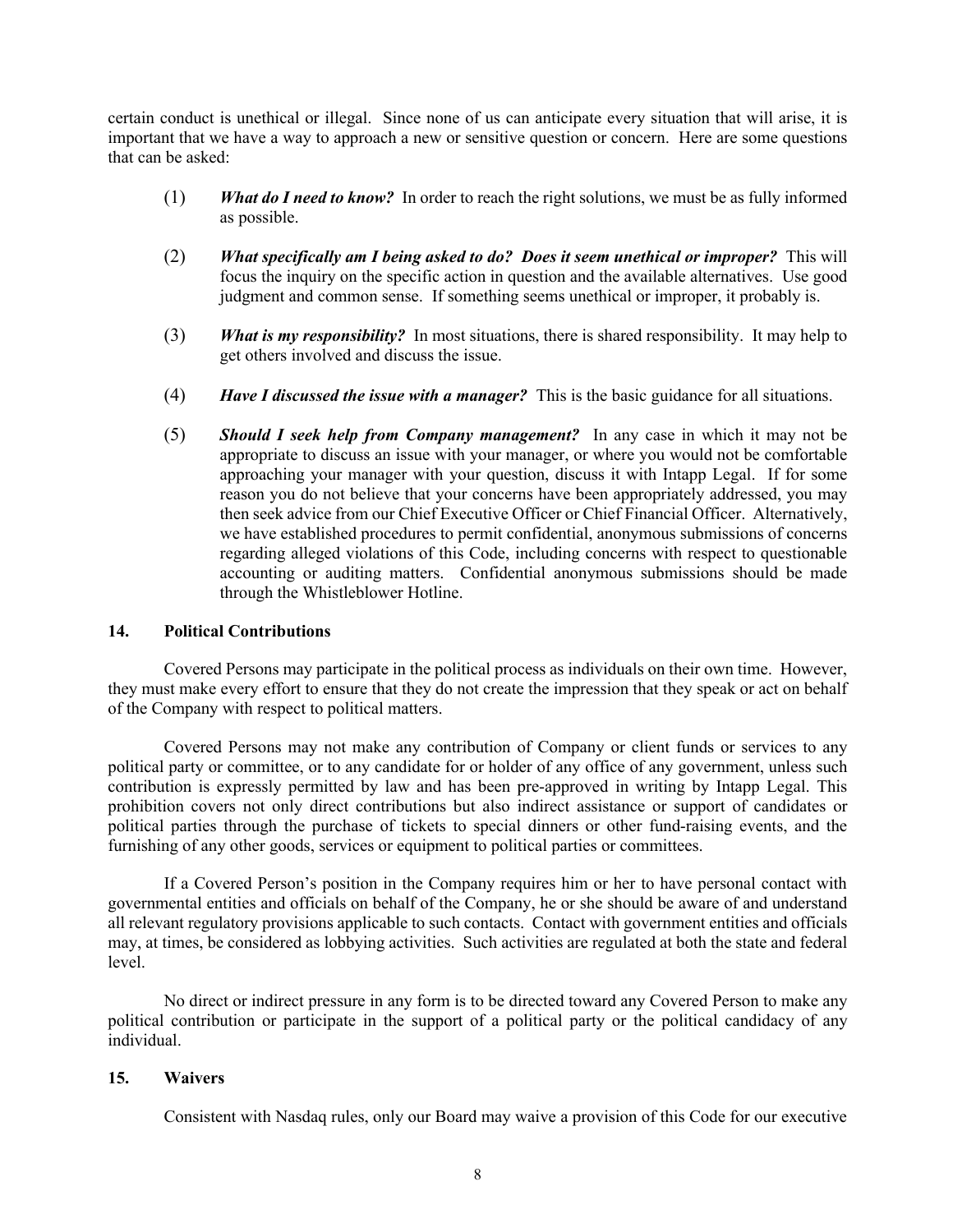certain conduct is unethical or illegal. Since none of us can anticipate every situation that will arise, it is important that we have a way to approach a new or sensitive question or concern. Here are some questions that can be asked:

(1) ***What do I need to know?*** In order to reach the right solutions, we must be as fully informed as possible.

(2) ***What specifically am I being asked to do? Does it seem unethical or improper?*** This will focus the inquiry on the specific action in question and the available alternatives. Use good judgment and common sense. If something seems unethical or improper, it probably is.

(3) ***What is my responsibility?*** In most situations, there is shared responsibility. It may help to get others involved and discuss the issue.

(4) ***Have I discussed the issue with a manager?*** This is the basic guidance for all situations.

(5) ***Should I seek help from Company management?*** In any case in which it may not be appropriate to discuss an issue with your manager, or where you would not be comfortable approaching your manager with your question, discuss it with Intapp Legal. If for some reason you do not believe that your concerns have been appropriately addressed, you may then seek advice from our Chief Executive Officer or Chief Financial Officer. Alternatively, we have established procedures to permit confidential, anonymous submissions of concerns regarding alleged violations of this Code, including concerns with respect to questionable accounting or auditing matters. Confidential anonymous submissions should be made through the Whistleblower Hotline.

## 14. Political Contributions

Covered Persons may participate in the political process as individuals on their own time. However, they must make every effort to ensure that they do not create the impression that they speak or act on behalf of the Company with respect to political matters.

Covered Persons may not make any contribution of Company or client funds or services to any political party or committee, or to any candidate for or holder of any office of any government, unless such contribution is expressly permitted by law and has been pre-approved in writing by Intapp Legal. This prohibition covers not only direct contributions but also indirect assistance or support of candidates or political parties through the purchase of tickets to special dinners or other fund-raising events, and the furnishing of any other goods, services or equipment to political parties or committees.

If a Covered Person's position in the Company requires him or her to have personal contact with governmental entities and officials on behalf of the Company, he or she should be aware of and understand all relevant regulatory provisions applicable to such contacts. Contact with government entities and officials may, at times, be considered as lobbying activities. Such activities are regulated at both the state and federal level.

No direct or indirect pressure in any form is to be directed toward any Covered Person to make any political contribution or participate in the support of a political party or the political candidacy of any individual.

## 15. Waivers

Consistent with Nasdaq rules, only our Board may waive a provision of this Code for our executive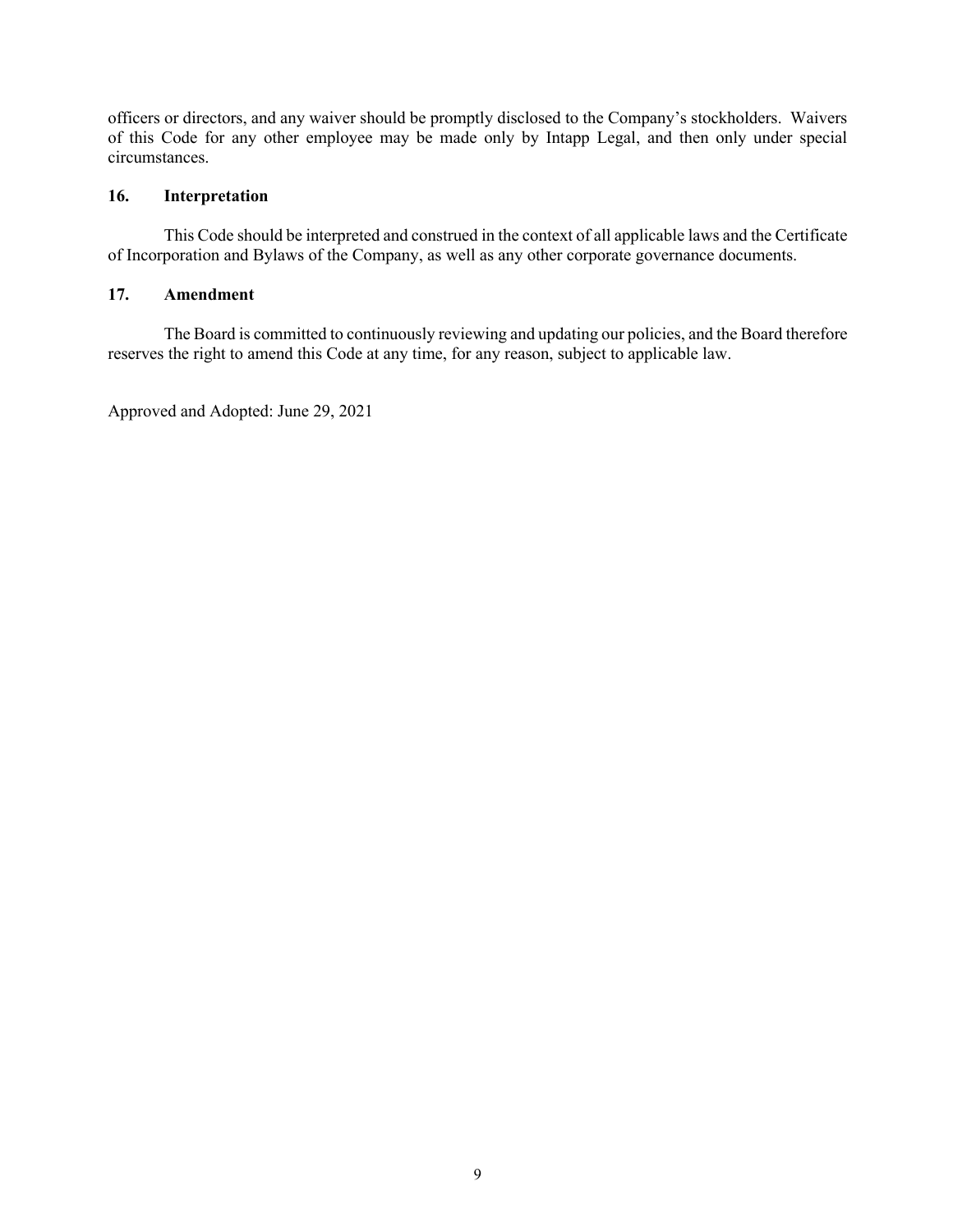officers or directors, and any waiver should be promptly disclosed to the Company's stockholders. Waivers of this Code for any other employee may be made only by Intapp Legal, and then only under special circumstances.

## 16. Interpretation

This Code should be interpreted and construed in the context of all applicable laws and the Certificate of Incorporation and Bylaws of the Company, as well as any other corporate governance documents.

## 17. Amendment

The Board is committed to continuously reviewing and updating our policies, and the Board therefore reserves the right to amend this Code at any time, for any reason, subject to applicable law.

Approved and Adopted: June 29, 2021